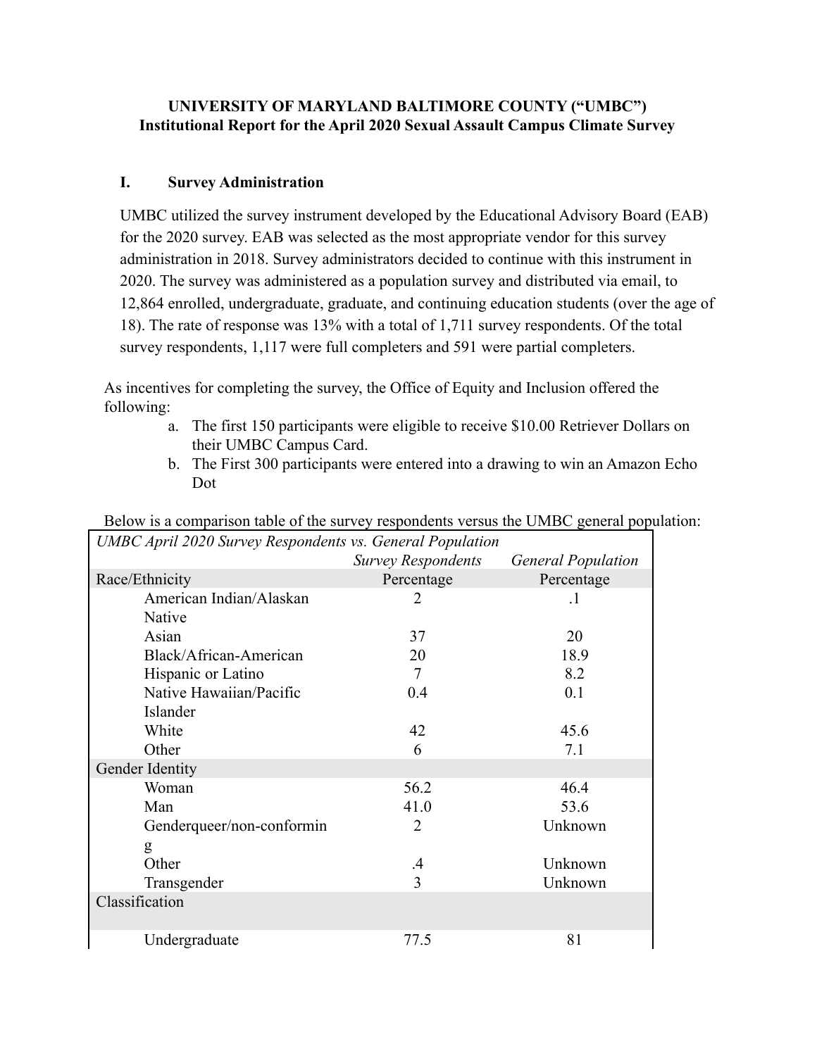**UNIVERSITY OF MARYLAND BALTIMORE COUNTY ("UMBC")**
**Institutional Report for the April 2020 Sexual Assault Campus Climate Survey**

## I. Survey Administration

UMBC utilized the survey instrument developed by the Educational Advisory Board (EAB) for the 2020 survey. EAB was selected as the most appropriate vendor for this survey administration in 2018. Survey administrators decided to continue with this instrument in 2020. The survey was administered as a population survey and distributed via email, to 12,864 enrolled, undergraduate, graduate, and continuing education students (over the age of 18). The rate of response was 13% with a total of 1,711 survey respondents. Of the total survey respondents, 1,117 were full completers and 591 were partial completers.

As incentives for completing the survey, the Office of Equity and Inclusion offered the following:

a. The first 150 participants were eligible to receive $10.00 Retriever Dollars on their UMBC Campus Card.
b. The First 300 participants were entered into a drawing to win an Amazon Echo Dot

Below is a comparison table of the survey respondents versus the UMBC general population:

| *UMBC April 2020 Survey Respondents vs. General Population* | | |
|---|---|---|
| | *Survey Respondents* | *General Population* |
| Race/Ethnicity | Percentage | Percentage |
| American Indian/Alaskan Native | 2 | .1 |
| Asian | 37 | 20 |
| Black/African-American | 20 | 18.9 |
| Hispanic or Latino | 7 | 8.2 |
| Native Hawaiian/Pacific Islander | 0.4 | 0.1 |
| White | 42 | 45.6 |
| Other | 6 | 7.1 |
| Gender Identity | | |
| Woman | 56.2 | 46.4 |
| Man | 41.0 | 53.6 |
| Genderqueer/non-conforming | 2 | Unknown |
| Other | .4 | Unknown |
| Transgender | 3 | Unknown |
| Classification | | |
| Undergraduate | 77.5 | 81 |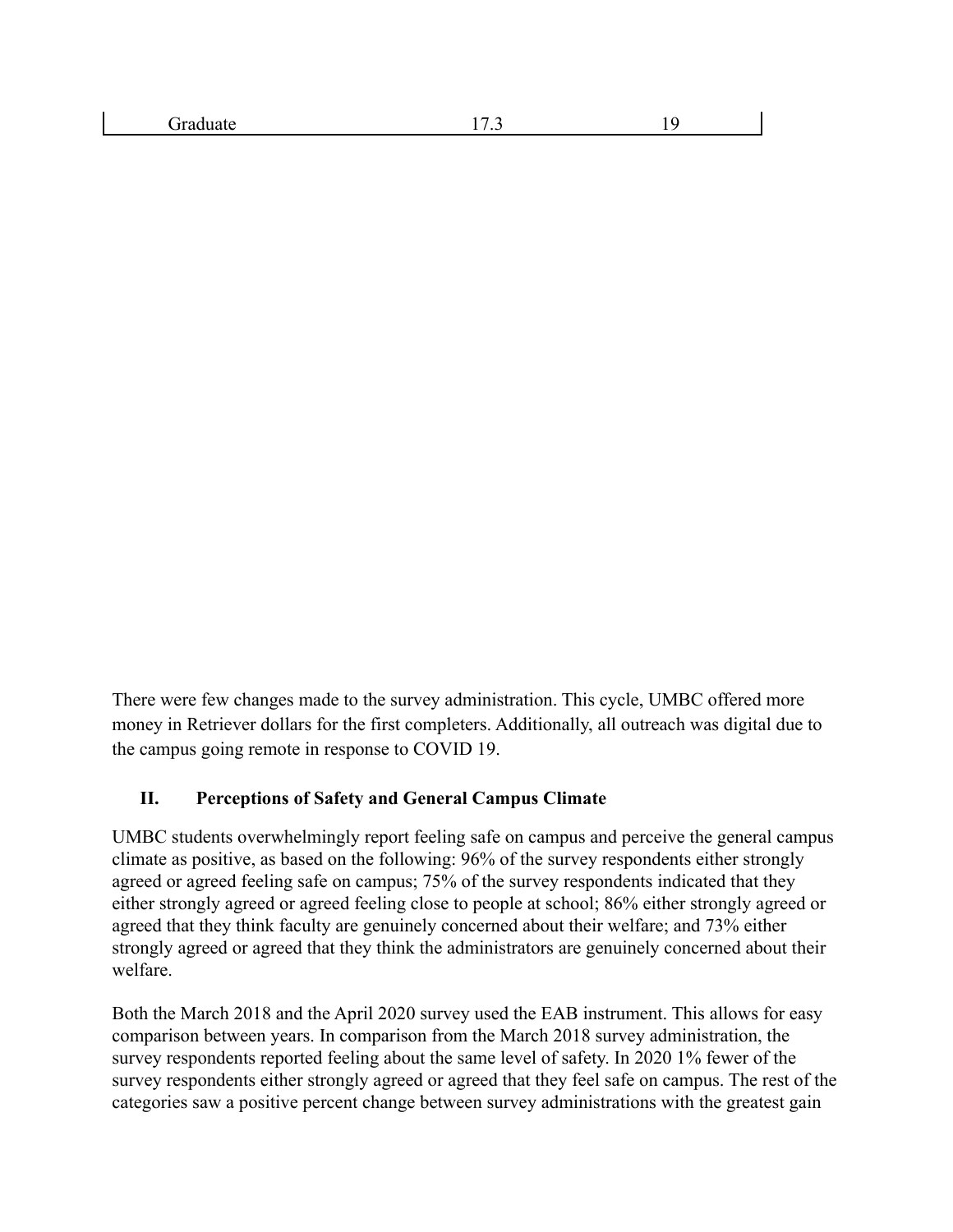| Graduate | 17.3 | 19 |
|---|---|---|

There were few changes made to the survey administration. This cycle, UMBC offered more money in Retriever dollars for the first completers. Additionally, all outreach was digital due to the campus going remote in response to COVID 19.

## II. Perceptions of Safety and General Campus Climate

UMBC students overwhelmingly report feeling safe on campus and perceive the general campus climate as positive, as based on the following: 96% of the survey respondents either strongly agreed or agreed feeling safe on campus; 75% of the survey respondents indicated that they either strongly agreed or agreed feeling close to people at school; 86% either strongly agreed or agreed that they think faculty are genuinely concerned about their welfare; and 73% either strongly agreed or agreed that they think the administrators are genuinely concerned about their welfare.

Both the March 2018 and the April 2020 survey used the EAB instrument. This allows for easy comparison between years. In comparison from the March 2018 survey administration, the survey respondents reported feeling about the same level of safety. In 2020 1% fewer of the survey respondents either strongly agreed or agreed that they feel safe on campus. The rest of the categories saw a positive percent change between survey administrations with the greatest gain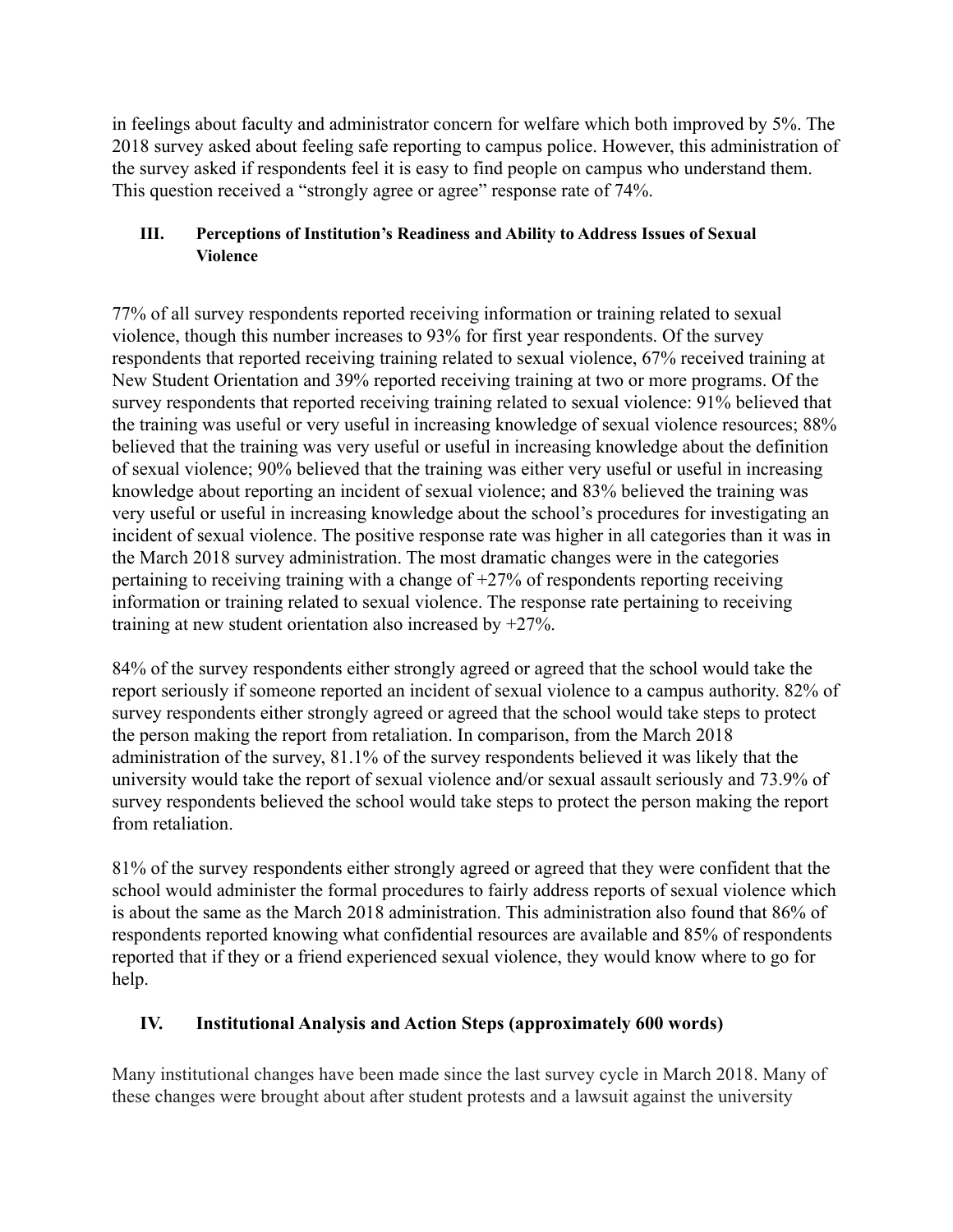in feelings about faculty and administrator concern for welfare which both improved by 5%. The 2018 survey asked about feeling safe reporting to campus police. However, this administration of the survey asked if respondents feel it is easy to find people on campus who understand them. This question received a "strongly agree or agree" response rate of 74%.

## III. Perceptions of Institution's Readiness and Ability to Address Issues of Sexual Violence

77% of all survey respondents reported receiving information or training related to sexual violence, though this number increases to 93% for first year respondents. Of the survey respondents that reported receiving training related to sexual violence, 67% received training at New Student Orientation and 39% reported receiving training at two or more programs. Of the survey respondents that reported receiving training related to sexual violence: 91% believed that the training was useful or very useful in increasing knowledge of sexual violence resources; 88% believed that the training was very useful or useful in increasing knowledge about the definition of sexual violence; 90% believed that the training was either very useful or useful in increasing knowledge about reporting an incident of sexual violence; and 83% believed the training was very useful or useful in increasing knowledge about the school's procedures for investigating an incident of sexual violence. The positive response rate was higher in all categories than it was in the March 2018 survey administration. The most dramatic changes were in the categories pertaining to receiving training with a change of +27% of respondents reporting receiving information or training related to sexual violence. The response rate pertaining to receiving training at new student orientation also increased by +27%.

84% of the survey respondents either strongly agreed or agreed that the school would take the report seriously if someone reported an incident of sexual violence to a campus authority. 82% of survey respondents either strongly agreed or agreed that the school would take steps to protect the person making the report from retaliation. In comparison, from the March 2018 administration of the survey, 81.1% of the survey respondents believed it was likely that the university would take the report of sexual violence and/or sexual assault seriously and 73.9% of survey respondents believed the school would take steps to protect the person making the report from retaliation.

81% of the survey respondents either strongly agreed or agreed that they were confident that the school would administer the formal procedures to fairly address reports of sexual violence which is about the same as the March 2018 administration. This administration also found that 86% of respondents reported knowing what confidential resources are available and 85% of respondents reported that if they or a friend experienced sexual violence, they would know where to go for help.

## IV. Institutional Analysis and Action Steps (approximately 600 words)

Many institutional changes have been made since the last survey cycle in March 2018. Many of these changes were brought about after student protests and a lawsuit against the university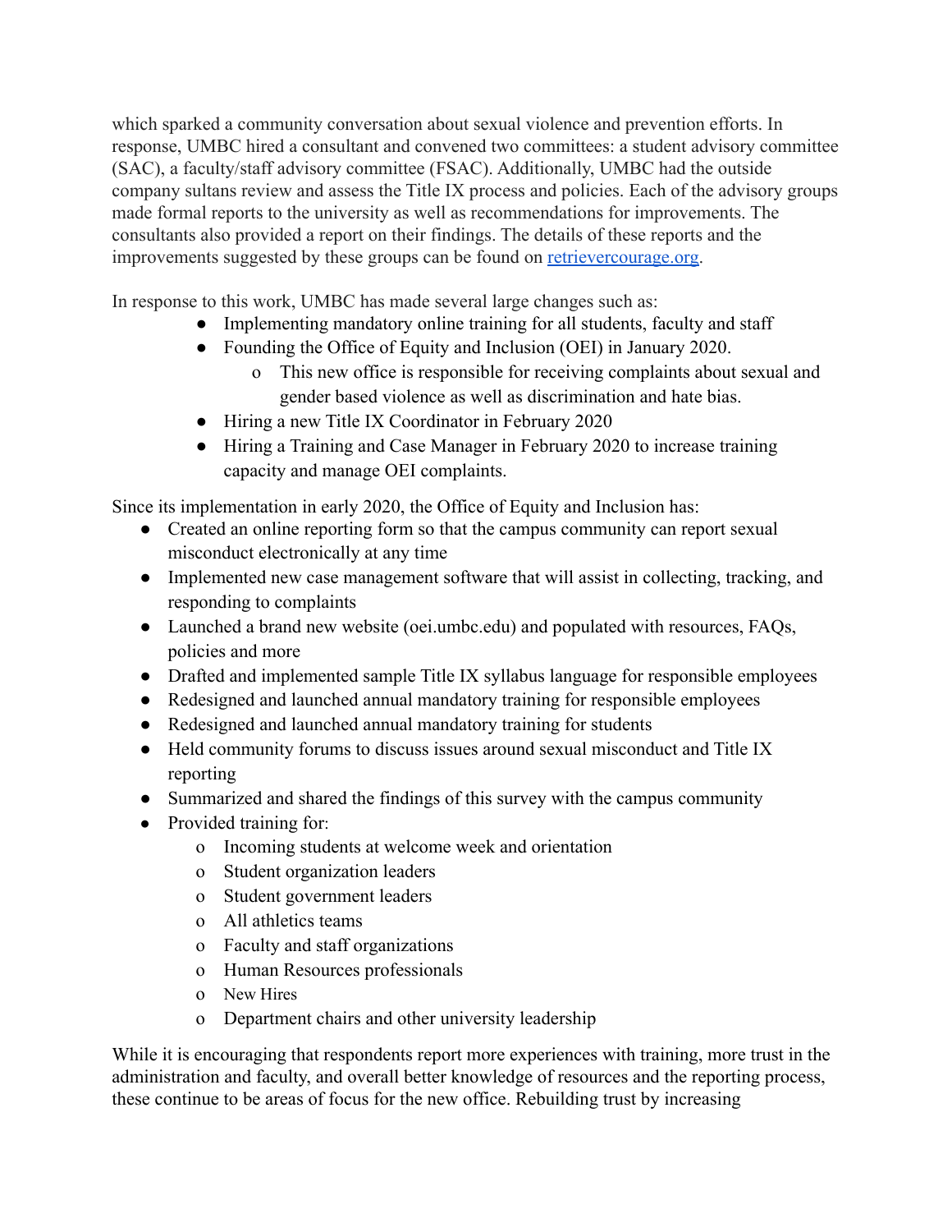which sparked a community conversation about sexual violence and prevention efforts. In response, UMBC hired a consultant and convened two committees: a student advisory committee (SAC), a faculty/staff advisory committee (FSAC). Additionally, UMBC had the outside company sultans review and assess the Title IX process and policies. Each of the advisory groups made formal reports to the university as well as recommendations for improvements. The consultants also provided a report on their findings. The details of these reports and the improvements suggested by these groups can be found on [retrievercourage.org](retrievercourage.org).

In response to this work, UMBC has made several large changes such as:

- Implementing mandatory online training for all students, faculty and staff
- Founding the Office of Equity and Inclusion (OEI) in January 2020.
  - This new office is responsible for receiving complaints about sexual and gender based violence as well as discrimination and hate bias.
- Hiring a new Title IX Coordinator in February 2020
- Hiring a Training and Case Manager in February 2020 to increase training capacity and manage OEI complaints.

Since its implementation in early 2020, the Office of Equity and Inclusion has:

- Created an online reporting form so that the campus community can report sexual misconduct electronically at any time
- Implemented new case management software that will assist in collecting, tracking, and responding to complaints
- Launched a brand new website (oei.umbc.edu) and populated with resources, FAQs, policies and more
- Drafted and implemented sample Title IX syllabus language for responsible employees
- Redesigned and launched annual mandatory training for responsible employees
- Redesigned and launched annual mandatory training for students
- Held community forums to discuss issues around sexual misconduct and Title IX reporting
- Summarized and shared the findings of this survey with the campus community
- Provided training for:
  - Incoming students at welcome week and orientation
  - Student organization leaders
  - Student government leaders
  - All athletics teams
  - Faculty and staff organizations
  - Human Resources professionals
  - New Hires
  - Department chairs and other university leadership

While it is encouraging that respondents report more experiences with training, more trust in the administration and faculty, and overall better knowledge of resources and the reporting process, these continue to be areas of focus for the new office. Rebuilding trust by increasing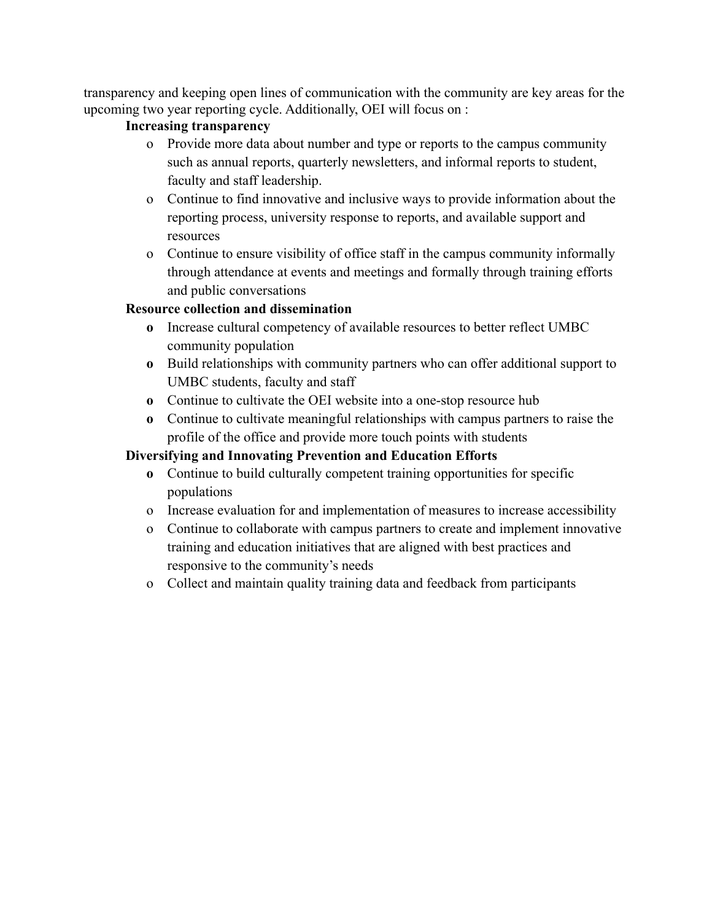transparency and keeping open lines of communication with the community are key areas for the upcoming two year reporting cycle. Additionally, OEI will focus on :

**Increasing transparency**

- Provide more data about number and type or reports to the campus community such as annual reports, quarterly newsletters, and informal reports to student, faculty and staff leadership.
- Continue to find innovative and inclusive ways to provide information about the reporting process, university response to reports, and available support and resources
- Continue to ensure visibility of office staff in the campus community informally through attendance at events and meetings and formally through training efforts and public conversations

**Resource collection and dissemination**

- Increase cultural competency of available resources to better reflect UMBC community population
- Build relationships with community partners who can offer additional support to UMBC students, faculty and staff
- Continue to cultivate the OEI website into a one-stop resource hub
- Continue to cultivate meaningful relationships with campus partners to raise the profile of the office and provide more touch points with students

**Diversifying and Innovating Prevention and Education Efforts**

- Continue to build culturally competent training opportunities for specific populations
- Increase evaluation for and implementation of measures to increase accessibility
- Continue to collaborate with campus partners to create and implement innovative training and education initiatives that are aligned with best practices and responsive to the community's needs
- Collect and maintain quality training data and feedback from participants